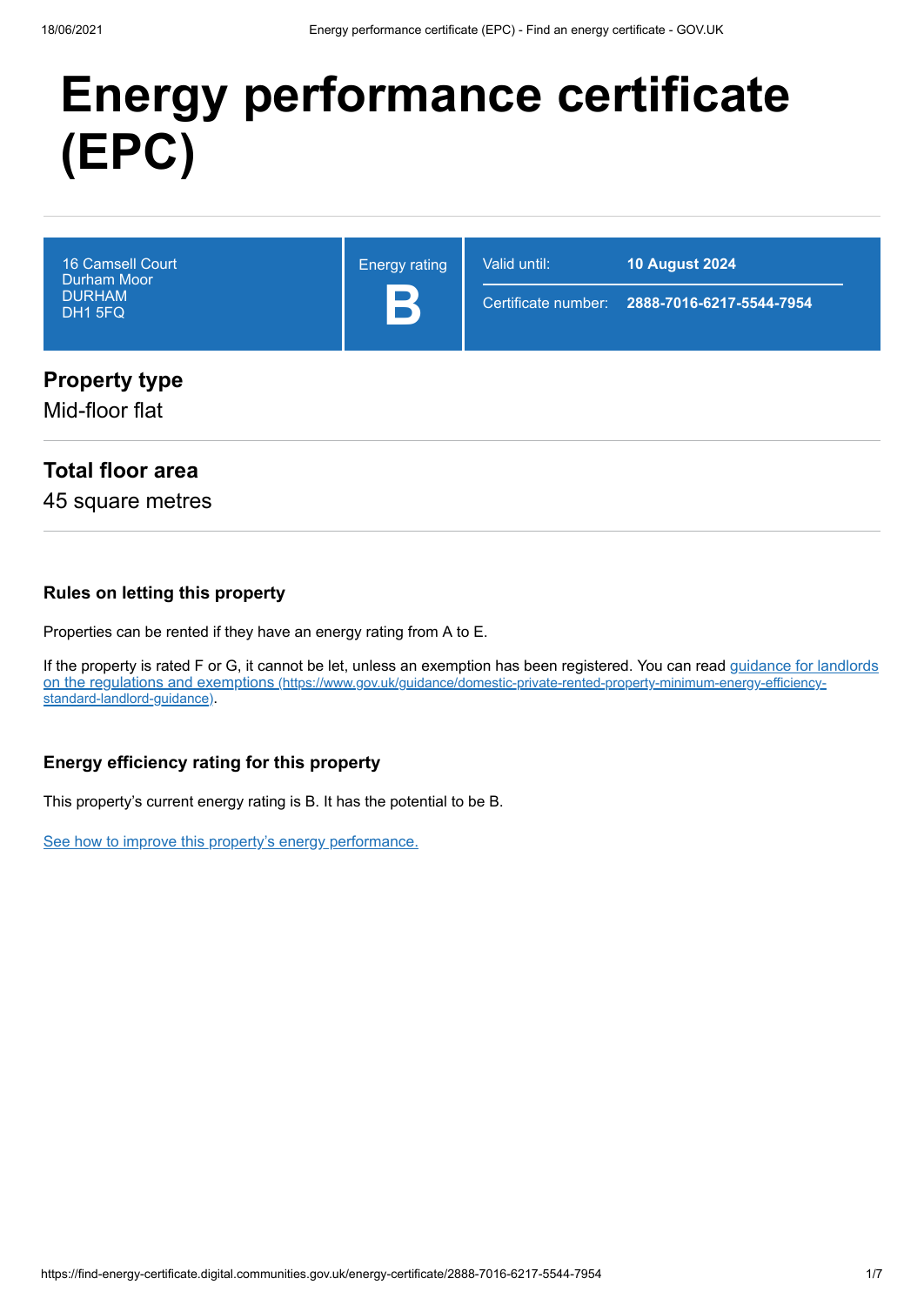# Energy performance certificate (EPC)

| 16 Camsell Court<br>Durham Moor<br>DURHAM<br>DH1 5FQ | Energy rating<br>**B** | Valid until: **10 August 2024**<br>Certificate number: **2888-7016-6217-5544-7954** |
|---|---|---|

## Property type

Mid-floor flat

## Total floor area

45 square metres

### Rules on letting this property

Properties can be rented if they have an energy rating from A to E.

If the property is rated F or G, it cannot be let, unless an exemption has been registered. You can read [guidance for landlords on the regulations and exemptions (https://www.gov.uk/guidance/domestic-private-rented-property-minimum-energy-efficiency-standard-landlord-guidance)](https://www.gov.uk/guidance/domestic-private-rented-property-minimum-energy-efficiency-standard-landlord-guidance).

### Energy efficiency rating for this property

This property's current energy rating is B. It has the potential to be B.

[See how to improve this property's energy performance.]()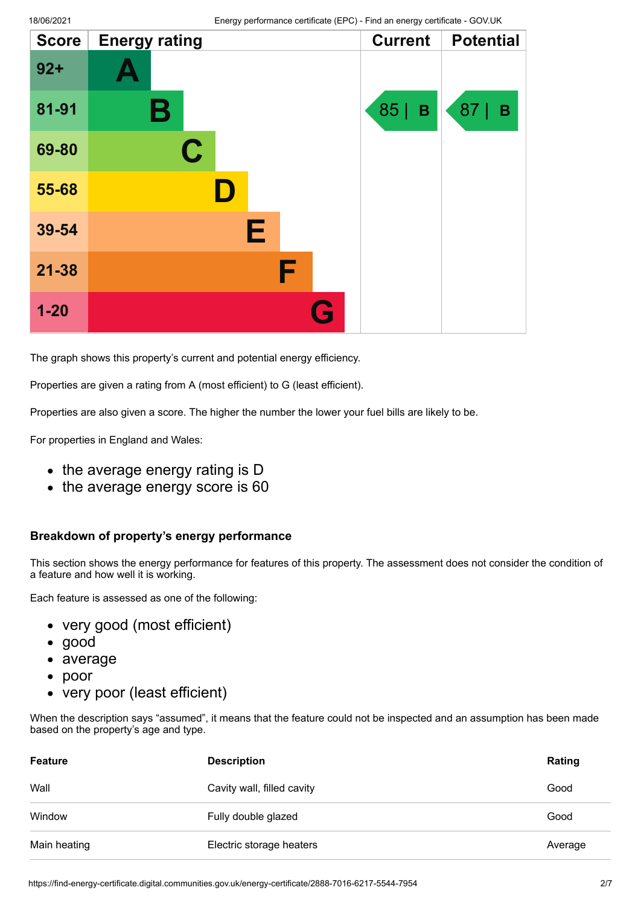| Score | Energy rating | Current | Potential |
|---|---|---|---|
| 92+ | A | | |
| 81-91 | B | 85 \| B | 87 \| B |
| 69-80 | C | | |
| 55-68 | D | | |
| 39-54 | E | | |
| 21-38 | F | | |
| 1-20 | G | | |

The graph shows this property's current and potential energy efficiency.

Properties are given a rating from A (most efficient) to G (least efficient).

Properties are also given a score. The higher the number the lower your fuel bills are likely to be.

For properties in England and Wales:

- the average energy rating is D
- the average energy score is 60

### Breakdown of property's energy performance

This section shows the energy performance for features of this property. The assessment does not consider the condition of a feature and how well it is working.

Each feature is assessed as one of the following:

- very good (most efficient)
- good
- average
- poor
- very poor (least efficient)

When the description says "assumed", it means that the feature could not be inspected and an assumption has been made based on the property's age and type.

| Feature | Description | Rating |
|---|---|---|
| Wall | Cavity wall, filled cavity | Good |
| Window | Fully double glazed | Good |
| Main heating | Electric storage heaters | Average |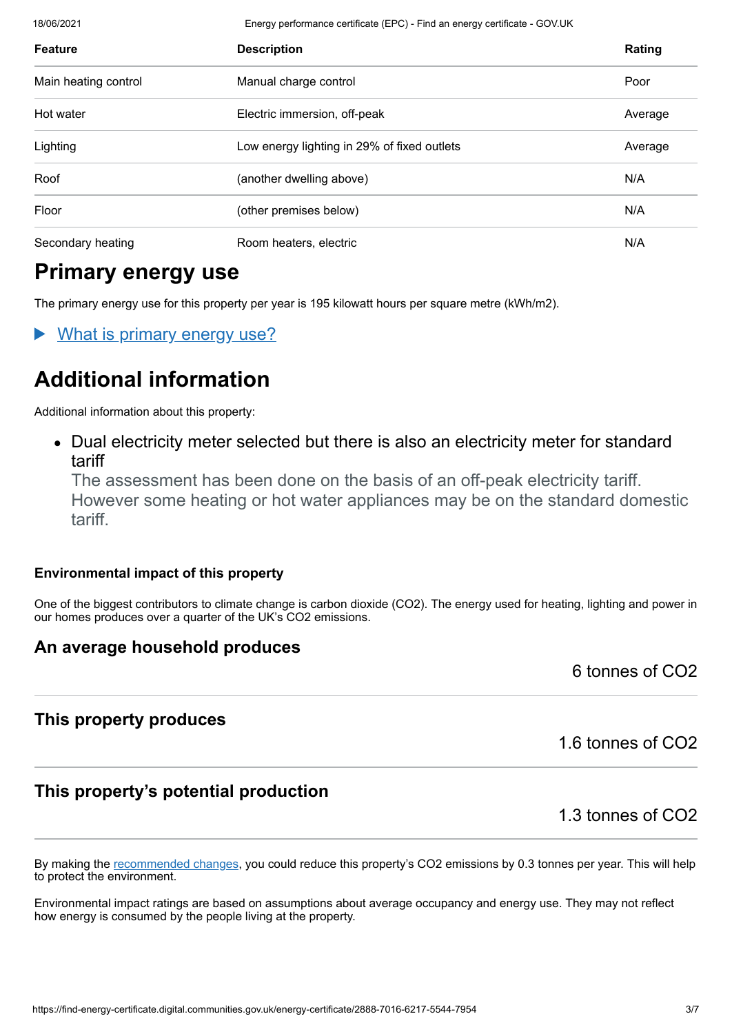| Feature | Description | Rating |
| --- | --- | --- |
| Main heating control | Manual charge control | Poor |
| Hot water | Electric immersion, off-peak | Average |
| Lighting | Low energy lighting in 29% of fixed outlets | Average |
| Roof | (another dwelling above) | N/A |
| Floor | (other premises below) | N/A |
| Secondary heating | Room heaters, electric | N/A |

## Primary energy use

The primary energy use for this property per year is 195 kilowatt hours per square metre (kWh/m2).

▶ What is primary energy use?

## Additional information

Additional information about this property:

- Dual electricity meter selected but there is also an electricity meter for standard tariff
  The assessment has been done on the basis of an off-peak electricity tariff. However some heating or hot water appliances may be on the standard domestic tariff.

#### Environmental impact of this property

One of the biggest contributors to climate change is carbon dioxide ($CO_2$). The energy used for heating, lighting and power in our homes produces over a quarter of the UK's $CO_2$ emissions.

### An average household produces

6 tonnes of $CO_2$

### This property produces

1.6 tonnes of $CO_2$

### This property's potential production

1.3 tonnes of $CO_2$

By making the recommended changes, you could reduce this property's $CO_2$ emissions by 0.3 tonnes per year. This will help to protect the environment.

Environmental impact ratings are based on assumptions about average occupancy and energy use. They may not reflect how energy is consumed by the people living at the property.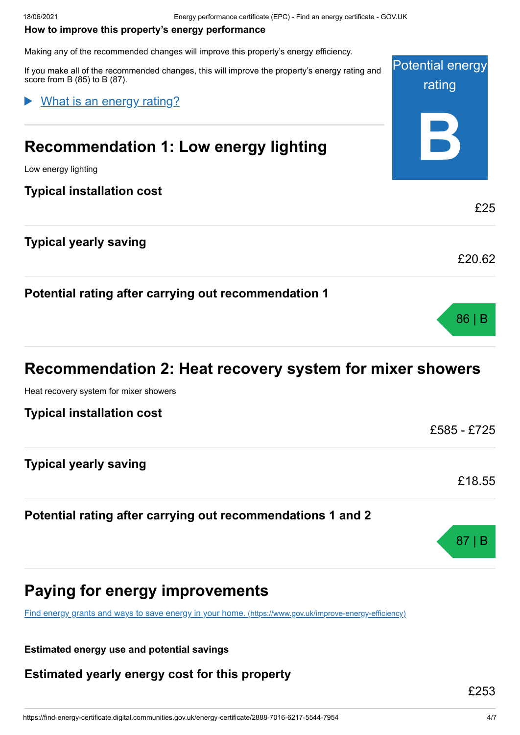**How to improve this property's energy performance**

Making any of the recommended changes will improve this property's energy efficiency.

If you make all of the recommended changes, this will improve the property's energy rating and score from B (85) to B (87).

Potential energy rating

**B**

▶ What is an energy rating?

## Recommendation 1: Low energy lighting

Low energy lighting

### Typical installation cost

£25

### Typical yearly saving

£20.62

### Potential rating after carrying out recommendation 1

86 | B

## Recommendation 2: Heat recovery system for mixer showers

Heat recovery system for mixer showers

### Typical installation cost

£585 - £725

### Typical yearly saving

£18.55

### Potential rating after carrying out recommendations 1 and 2

87 | B

## Paying for energy improvements

[Find energy grants and ways to save energy in your home. (https://www.gov.uk/improve-energy-efficiency)](https://www.gov.uk/improve-energy-efficiency)

**Estimated energy use and potential savings**

### Estimated yearly energy cost for this property

£253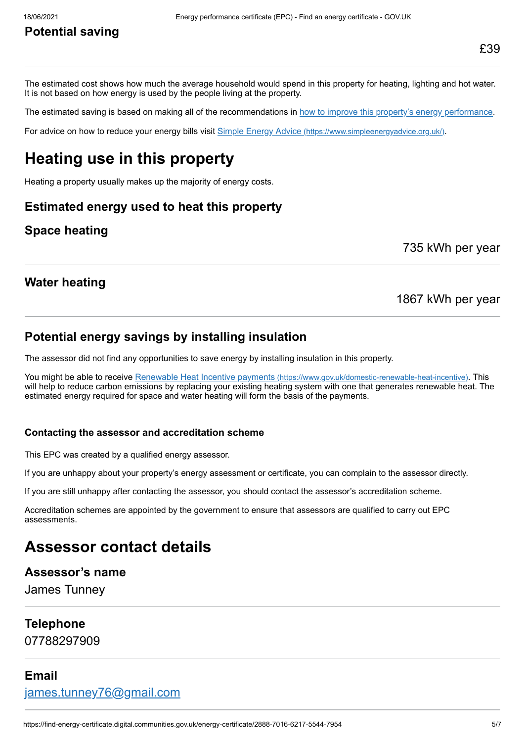### Potential saving

£39

The estimated cost shows how much the average household would spend in this property for heating, lighting and hot water. It is not based on how energy is used by the people living at the property.

The estimated saving is based on making all of the recommendations in [how to improve this property's energy performance](#).

For advice on how to reduce your energy bills visit [Simple Energy Advice (https://www.simpleenergyadvice.org.uk/)](https://www.simpleenergyadvice.org.uk/).

## Heating use in this property

Heating a property usually makes up the majority of energy costs.

### Estimated energy used to heat this property

### Space heating

735 kWh per year

### Water heating

1867 kWh per year

### Potential energy savings by installing insulation

The assessor did not find any opportunities to save energy by installing insulation in this property.

You might be able to receive [Renewable Heat Incentive payments (https://www.gov.uk/domestic-renewable-heat-incentive)](https://www.gov.uk/domestic-renewable-heat-incentive). This will help to reduce carbon emissions by replacing your existing heating system with one that generates renewable heat. The estimated energy required for space and water heating will form the basis of the payments.

#### Contacting the assessor and accreditation scheme

This EPC was created by a qualified energy assessor.

If you are unhappy about your property's energy assessment or certificate, you can complain to the assessor directly.

If you are still unhappy after contacting the assessor, you should contact the assessor's accreditation scheme.

Accreditation schemes are appointed by the government to ensure that assessors are qualified to carry out EPC assessments.

## Assessor contact details

### Assessor's name

James Tunney

### Telephone

07788297909

### Email

[james.tunney76@gmail.com](mailto:james.tunney76@gmail.com)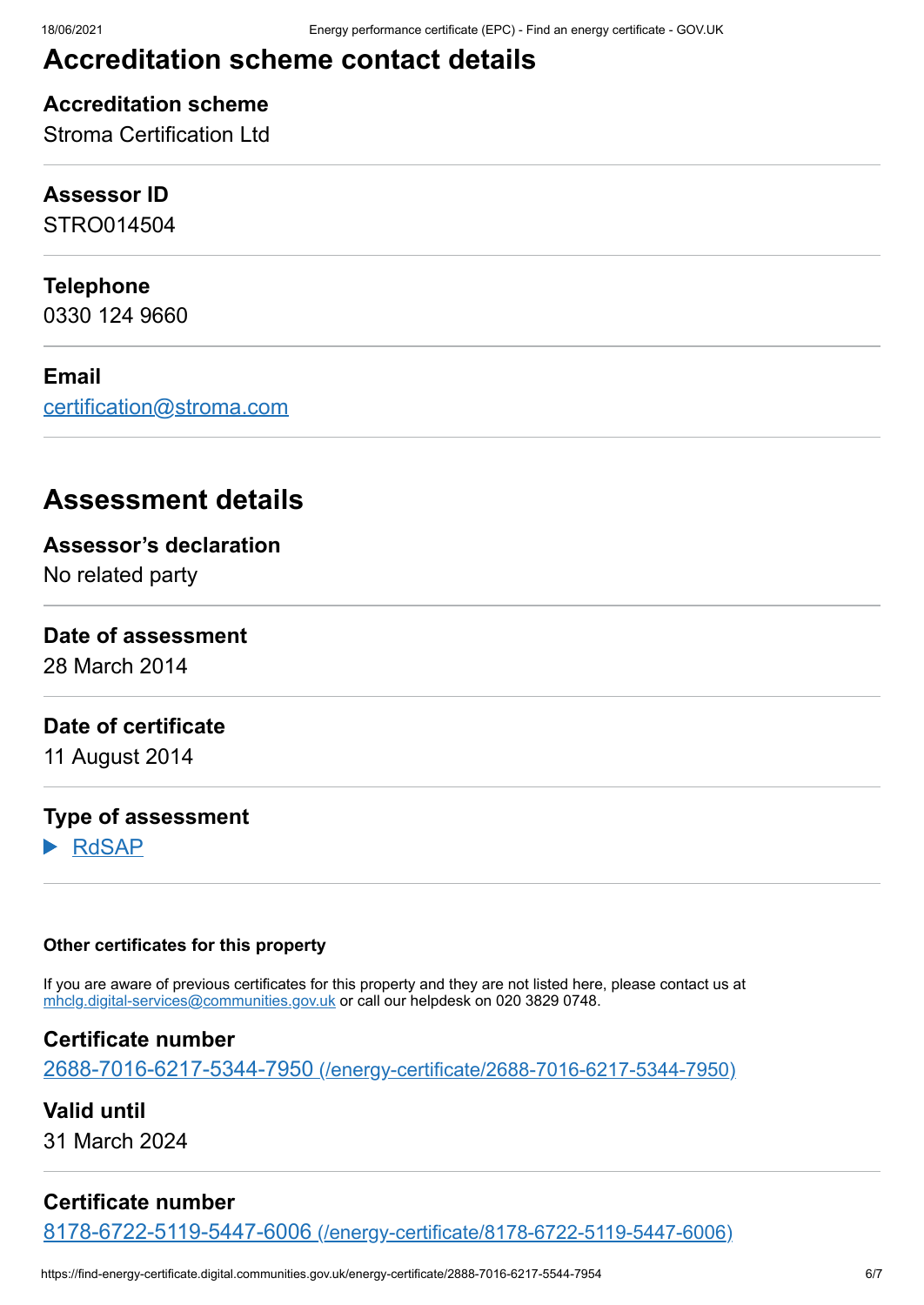## Accreditation scheme contact details

**Accreditation scheme**
Stroma Certification Ltd

**Assessor ID**
STRO014504

**Telephone**
0330 124 9660

**Email**
[certification@stroma.com](mailto:certification@stroma.com)

## Assessment details

**Assessor's declaration**
No related party

**Date of assessment**
28 March 2014

**Date of certificate**
11 August 2014

**Type of assessment**
▶ RdSAP

#### Other certificates for this property

If you are aware of previous certificates for this property and they are not listed here, please contact us at [mhclg.digital-services@communities.gov.uk](mailto:mhclg.digital-services@communities.gov.uk) or call our helpdesk on 020 3829 0748.

**Certificate number**
[2688-7016-6217-5344-7950 (/energy-certificate/2688-7016-6217-5344-7950)](/energy-certificate/2688-7016-6217-5344-7950)

**Valid until**
31 March 2024

**Certificate number**
[8178-6722-5119-5447-6006 (/energy-certificate/8178-6722-5119-5447-6006)](/energy-certificate/8178-6722-5119-5447-6006)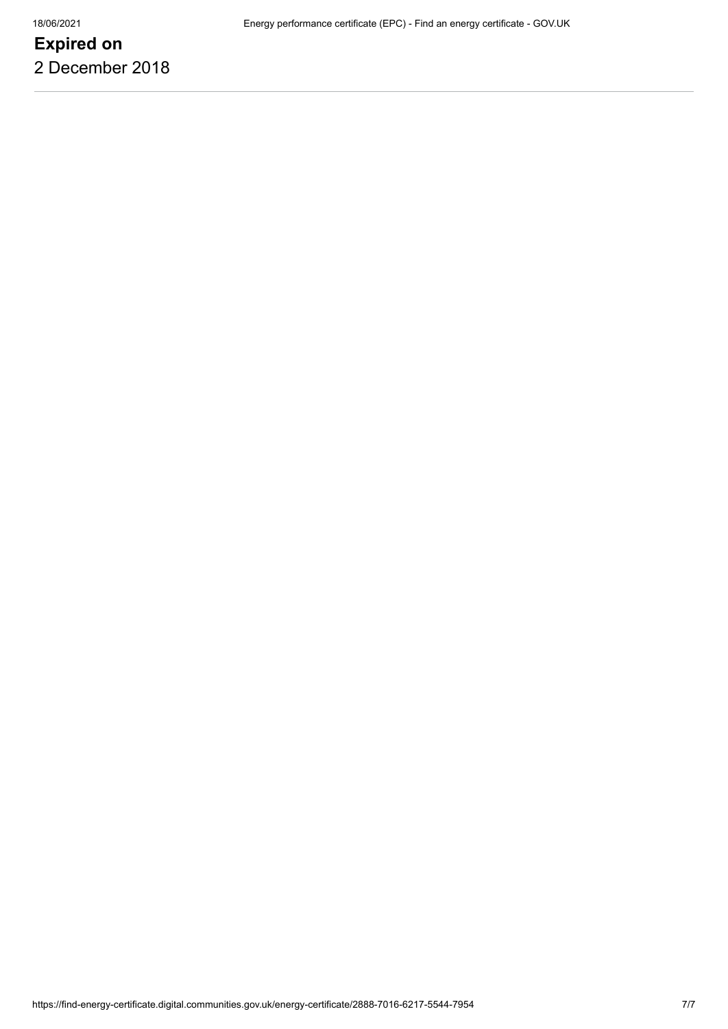**Expired on**

2 December 2018